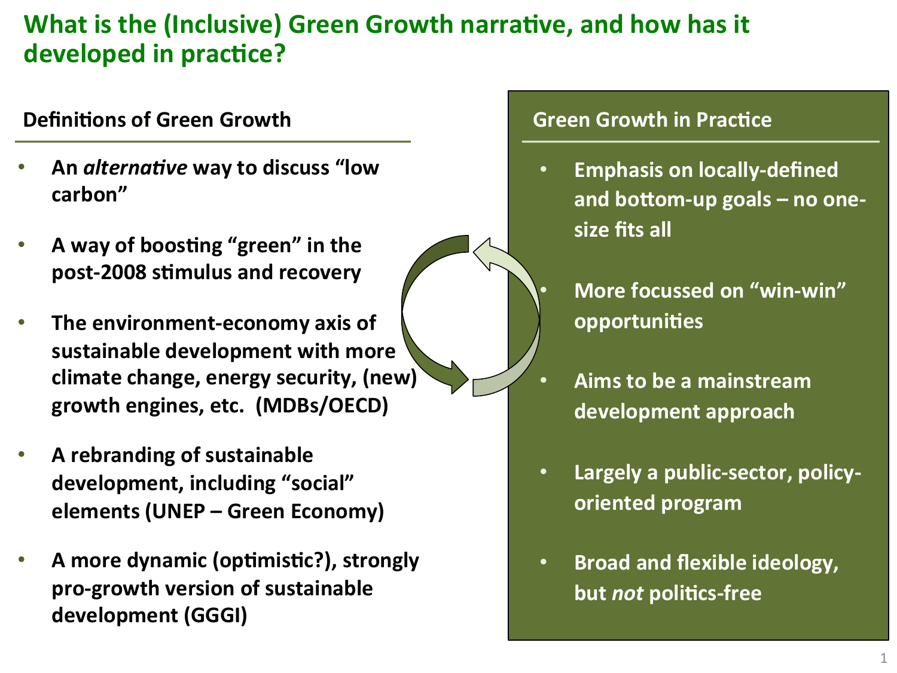# What is the (Inclusive) Green Growth narrative, and how has it developed in practice?

## Definitions of Green Growth

- **An *alternative* way to discuss "low carbon"**
- **A way of boosting "green" in the post-2008 stimulus and recovery**
- **The environment-economy axis of sustainable development with more climate change, energy security, (new) growth engines, etc. (MDBs/OECD)**
- **A rebranding of sustainable development, including "social" elements (UNEP – Green Economy)**
- **A more dynamic (optimistic?), strongly pro-growth version of sustainable development (GGGI)**

## Green Growth in Practice

- **Emphasis on locally-defined and bottom-up goals – no one-size fits all**
- **More focussed on "win-win" opportunities**
- **Aims to be a mainstream development approach**
- **Largely a public-sector, policy-oriented program**
- **Broad and flexible ideology, but *not* politics-free**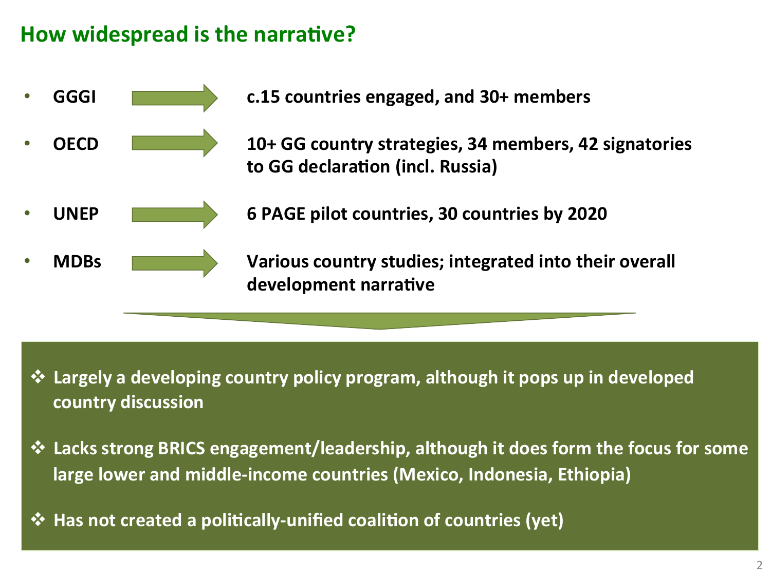## How widespread is the narrative?

- **GGGI** → **c.15 countries engaged, and 30+ members**
- **OECD** → **10+ GG country strategies, 34 members, 42 signatories to GG declaration (incl. Russia)**
- **UNEP** → **6 PAGE pilot countries, 30 countries by 2020**
- **MDBs** → **Various country studies; integrated into their overall development narrative**

- ❖ **Largely a developing country policy program, although it pops up in developed country discussion**
- ❖ **Lacks strong BRICS engagement/leadership, although it does form the focus for some large lower and middle-income countries (Mexico, Indonesia, Ethiopia)**
- ❖ **Has not created a politically-unified coalition of countries (yet)**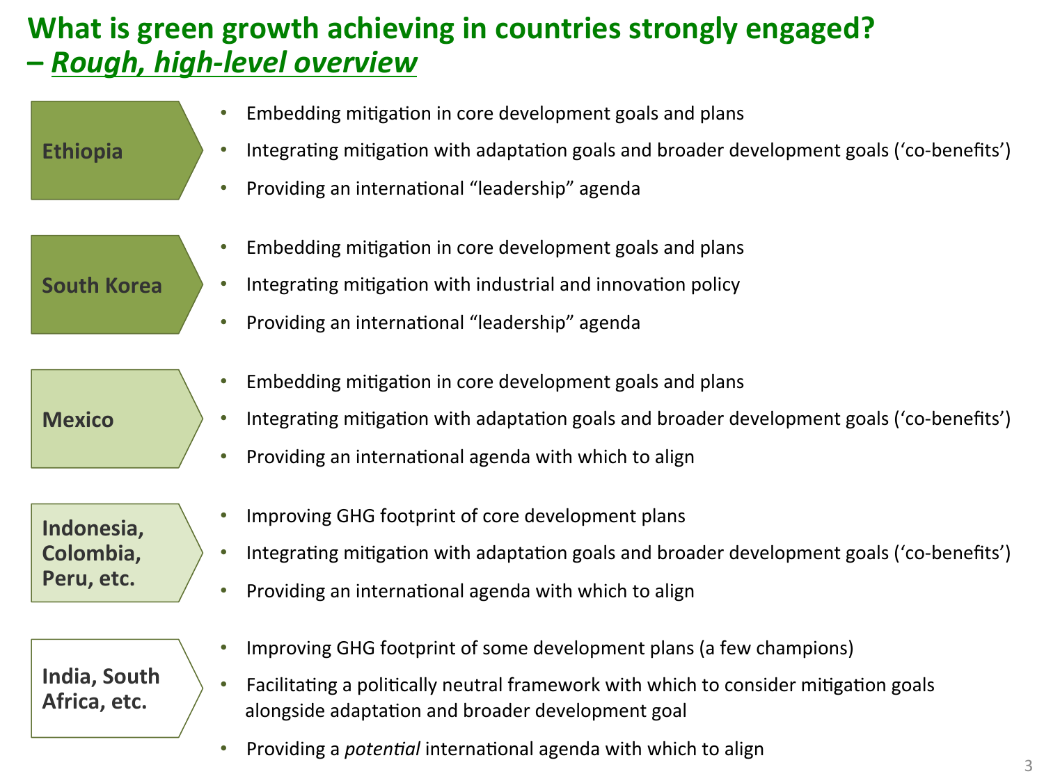# What is green growth achieving in countries strongly engaged? – *Rough, high-level overview*

**Ethiopia**

- Embedding mitigation in core development goals and plans
- Integrating mitigation with adaptation goals and broader development goals ('co-benefits')
- Providing an international "leadership" agenda

**South Korea**

- Embedding mitigation in core development goals and plans
- Integrating mitigation with industrial and innovation policy
- Providing an international "leadership" agenda

**Mexico**

- Embedding mitigation in core development goals and plans
- Integrating mitigation with adaptation goals and broader development goals ('co-benefits')
- Providing an international agenda with which to align

**Indonesia, Colombia, Peru, etc.**

- Improving GHG footprint of core development plans
- Integrating mitigation with adaptation goals and broader development goals ('co-benefits')
- Providing an international agenda with which to align

**India, South Africa, etc.**

- Improving GHG footprint of some development plans (a few champions)
- Facilitating a politically neutral framework with which to consider mitigation goals alongside adaptation and broader development goal
- Providing a *potential* international agenda with which to align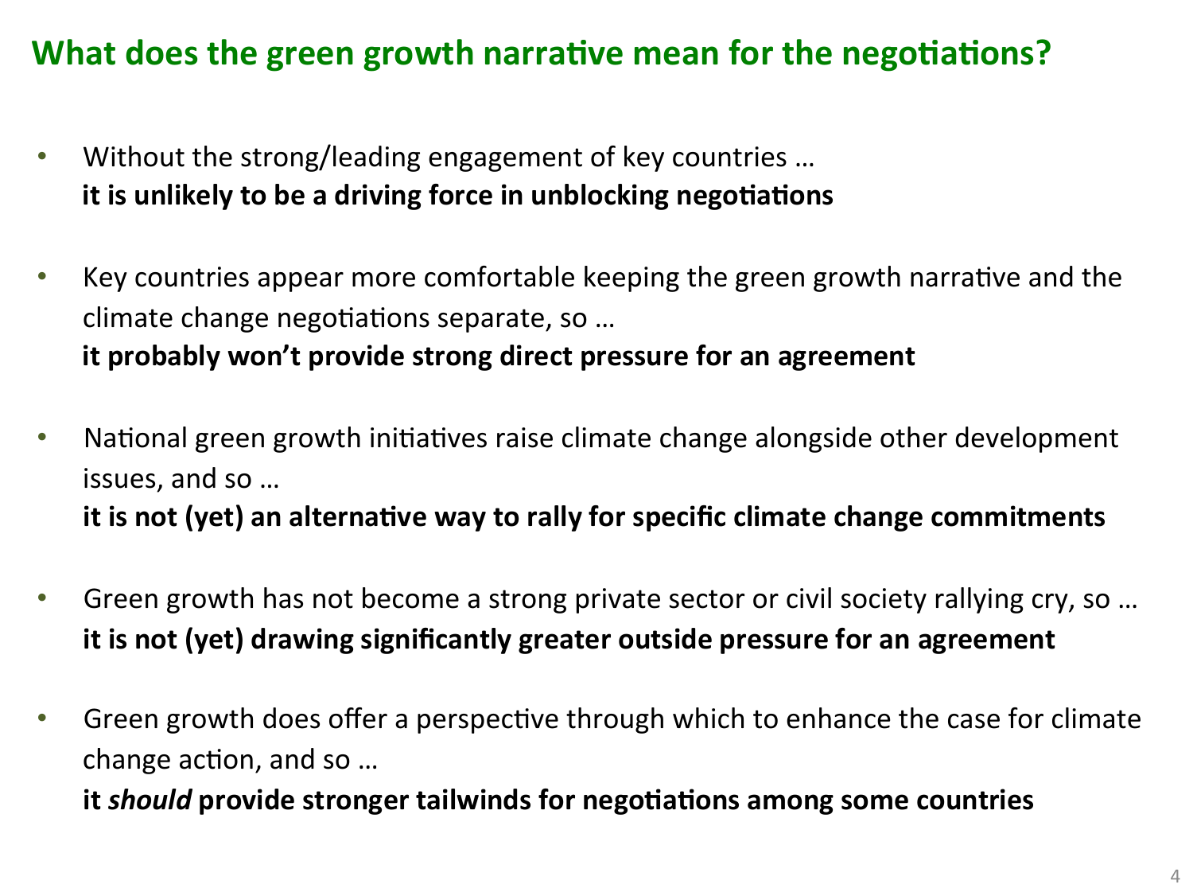## What does the green growth narrative mean for the negotiations?

- Without the strong/leading engagement of key countries …
  **it is unlikely to be a driving force in unblocking negotiations**

- Key countries appear more comfortable keeping the green growth narrative and the climate change negotiations separate, so …
  **it probably won't provide strong direct pressure for an agreement**

- National green growth initiatives raise climate change alongside other development issues, and so …
  **it is not (yet) an alternative way to rally for specific climate change commitments**

- Green growth has not become a strong private sector or civil society rallying cry, so …
  **it is not (yet) drawing significantly greater outside pressure for an agreement**

- Green growth does offer a perspective through which to enhance the case for climate change action, and so …
  **it *should* provide stronger tailwinds for negotiations among some countries**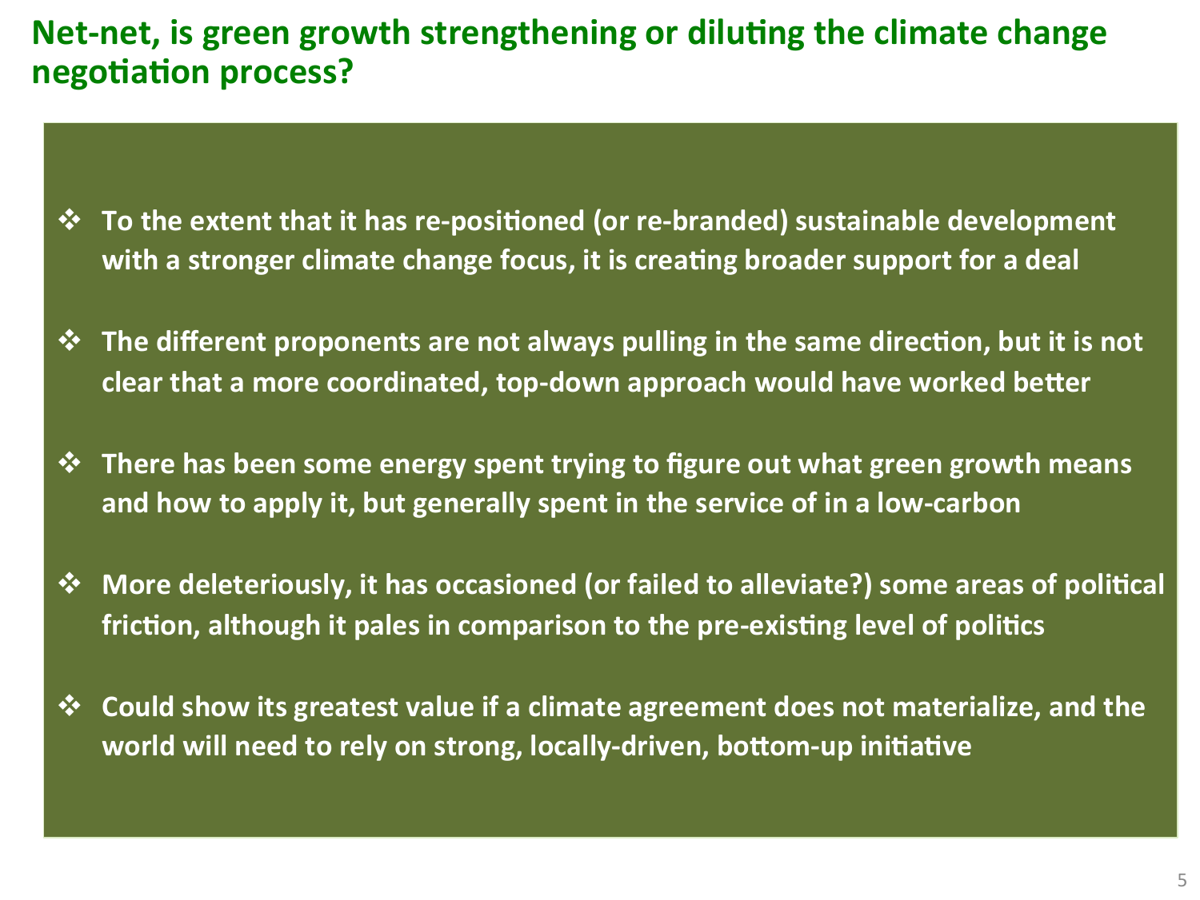# Net-net, is green growth strengthening or diluting the climate change negotiation process?

- **To the extent that it has re-positioned (or re-branded) sustainable development with a stronger climate change focus, it is creating broader support for a deal**
- **The different proponents are not always pulling in the same direction, but it is not clear that a more coordinated, top-down approach would have worked better**
- **There has been some energy spent trying to figure out what green growth means and how to apply it, but generally spent in the service of in a low-carbon**
- **More deleteriously, it has occasioned (or failed to alleviate?) some areas of political friction, although it pales in comparison to the pre-existing level of politics**
- **Could show its greatest value if a climate agreement does not materialize, and the world will need to rely on strong, locally-driven, bottom-up initiative**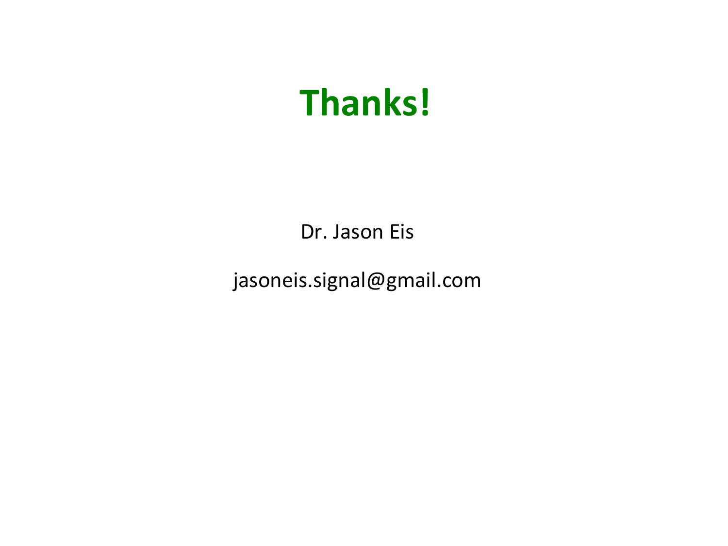# Thanks!

Dr. Jason Eis

jasoneis.signal@gmail.com